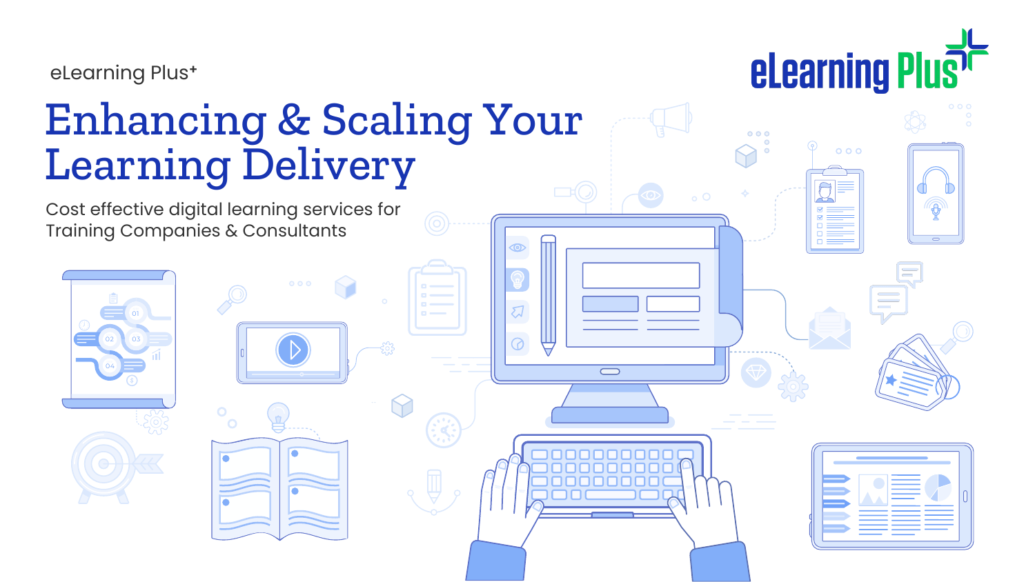eLearning Plus⁺

eLearning Plus

# Enhancing & Scaling Your Learning Delivery

Cost effective digital learning services for Training Companies & Consultants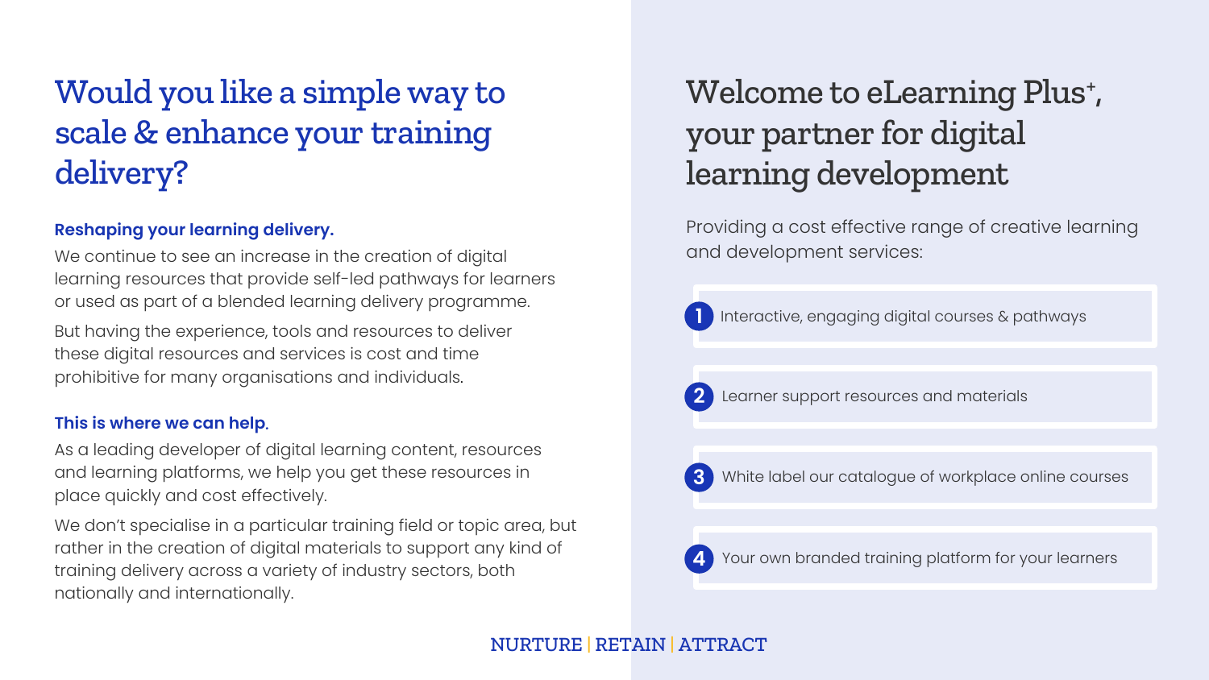# Would you like a simple way to scale & enhance your training delivery?

**Reshaping your learning delivery.**

We continue to see an increase in the creation of digital learning resources that provide self-led pathways for learners or used as part of a blended learning delivery programme.

But having the experience, tools and resources to deliver these digital resources and services is cost and time prohibitive for many organisations and individuals.

**This is where we can help.**

As a leading developer of digital learning content, resources and learning platforms, we help you get these resources in place quickly and cost effectively.

We don't specialise in a particular training field or topic area, but rather in the creation of digital materials to support any kind of training delivery across a variety of industry sectors, both nationally and internationally.

# Welcome to eLearning Plus⁺, your partner for digital learning development

Providing a cost effective range of creative learning and development services:

1. Interactive, engaging digital courses & pathways
2. Learner support resources and materials
3. White label our catalogue of workplace online courses
4. Your own branded training platform for your learners

NURTURE | RETAIN | ATTRACT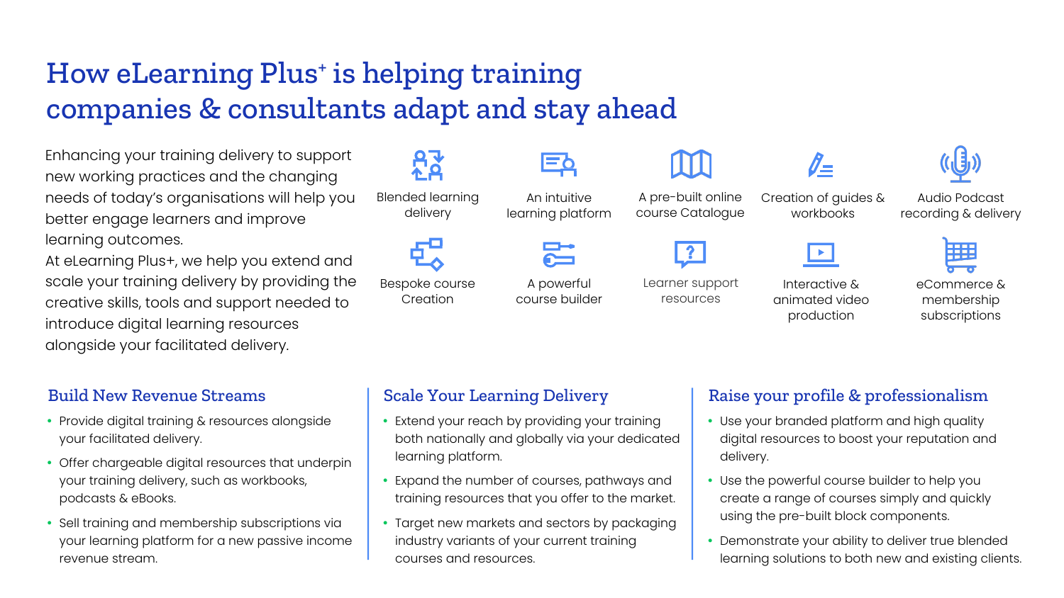# How eLearning Plus+ is helping training companies & consultants adapt and stay ahead

Enhancing your training delivery to support new working practices and the changing needs of today's organisations will help you better engage learners and improve learning outcomes.

At eLearning Plus+, we help you extend and scale your training delivery by providing the creative skills, tools and support needed to introduce digital learning resources alongside your facilitated delivery.

- Blended learning delivery
- An intuitive learning platform
- A pre-built online course Catalogue
- Creation of guides & workbooks
- Audio Podcast recording & delivery
- Bespoke course Creation
- A powerful course builder
- Learner support resources
- Interactive & animated video production
- eCommerce & membership subscriptions

## Build New Revenue Streams

- Provide digital training & resources alongside your facilitated delivery.
- Offer chargeable digital resources that underpin your training delivery, such as workbooks, podcasts & eBooks.
- Sell training and membership subscriptions via your learning platform for a new passive income revenue stream.

## Scale Your Learning Delivery

- Extend your reach by providing your training both nationally and globally via your dedicated learning platform.
- Expand the number of courses, pathways and training resources that you offer to the market.
- Target new markets and sectors by packaging industry variants of your current training courses and resources.

## Raise your profile & professionalism

- Use your branded platform and high quality digital resources to boost your reputation and delivery.
- Use the powerful course builder to help you create a range of courses simply and quickly using the pre-built block components.
- Demonstrate your ability to deliver true blended learning solutions to both new and existing clients.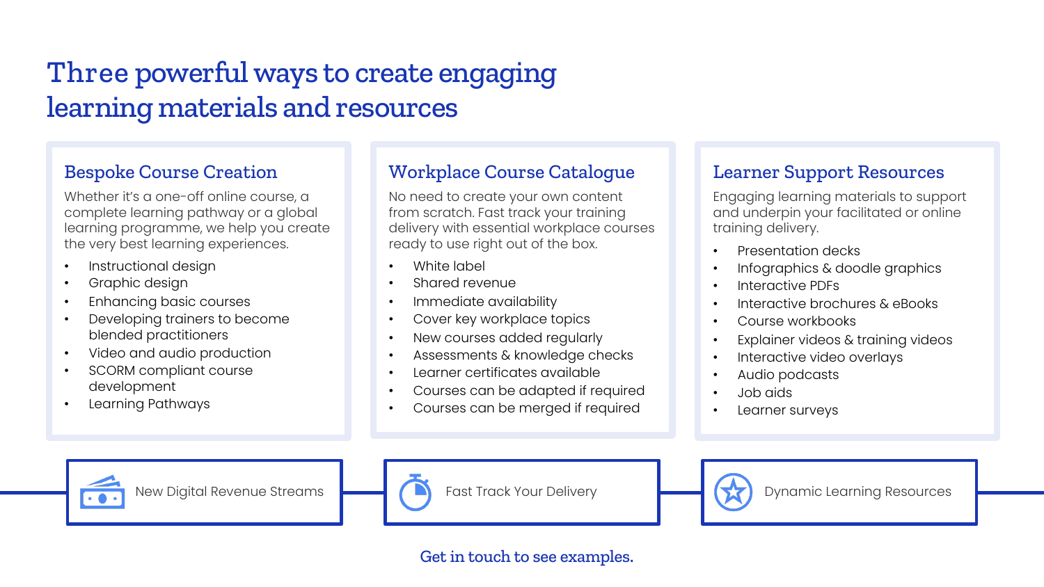# Three powerful ways to create engaging learning materials and resources

## Bespoke Course Creation

Whether it's a one-off online course, a complete learning pathway or a global learning programme, we help you create the very best learning experiences.

- Instructional design
- Graphic design
- Enhancing basic courses
- Developing trainers to become blended practitioners
- Video and audio production
- SCORM compliant course development
- Learning Pathways

## Workplace Course Catalogue

No need to create your own content from scratch. Fast track your training delivery with essential workplace courses ready to use right out of the box.

- White label
- Shared revenue
- Immediate availability
- Cover key workplace topics
- New courses added regularly
- Assessments & knowledge checks
- Learner certificates available
- Courses can be adapted if required
- Courses can be merged if required

## Learner Support Resources

Engaging learning materials to support and underpin your facilitated or online training delivery.

- Presentation decks
- Infographics & doodle graphics
- Interactive PDFs
- Interactive brochures & eBooks
- Course workbooks
- Explainer videos & training videos
- Interactive video overlays
- Audio podcasts
- Job aids
- Learner surveys

New Digital Revenue Streams

Fast Track Your Delivery

Dynamic Learning Resources

Get in touch to see examples.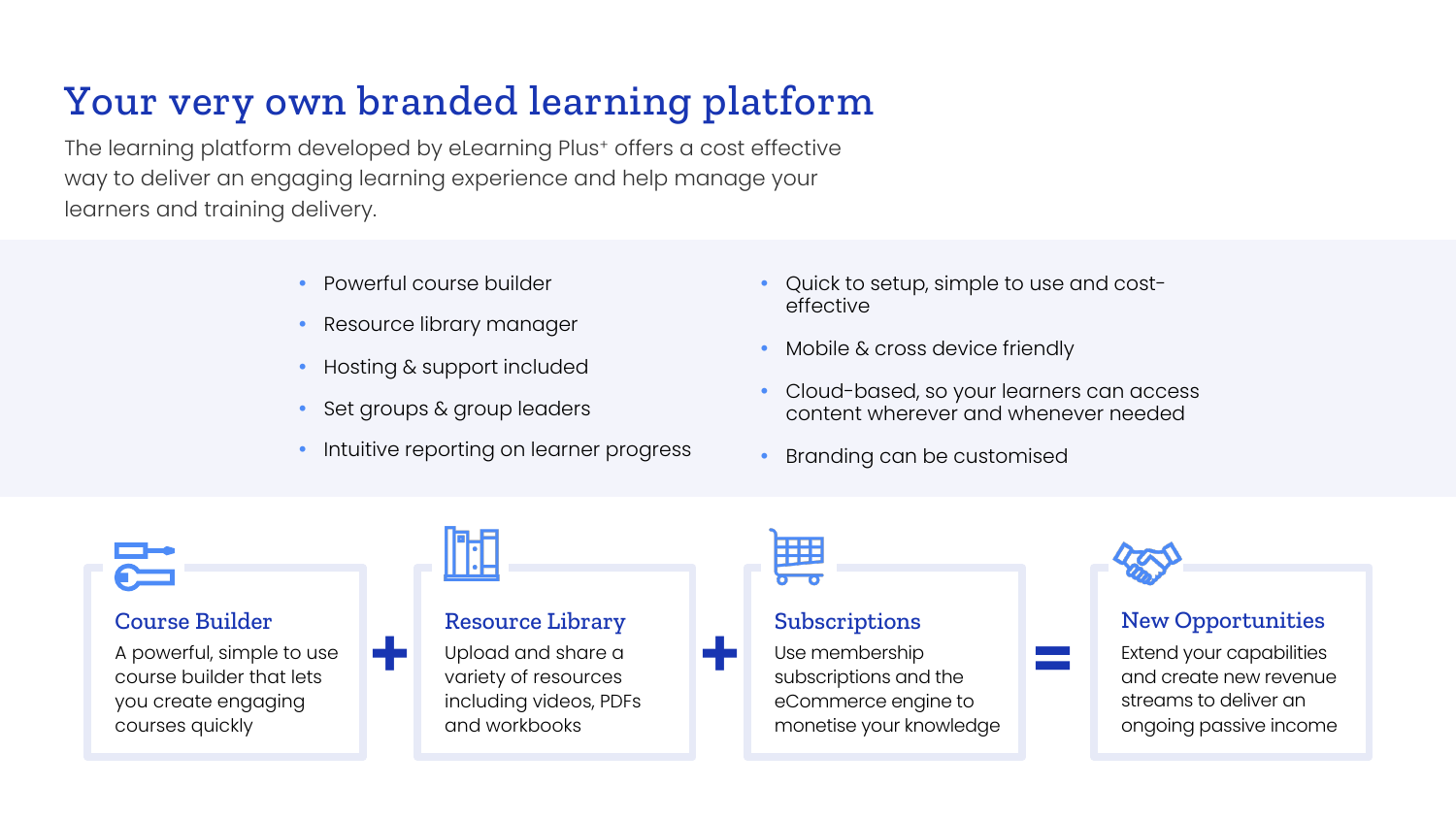# Your very own branded learning platform

The learning platform developed by eLearning Plus⁺ offers a cost effective way to deliver an engaging learning experience and help manage your learners and training delivery.

- Powerful course builder
- Resource library manager
- Hosting & support included
- Set groups & group leaders
- Intuitive reporting on learner progress
- Quick to setup, simple to use and cost-effective
- Mobile & cross device friendly
- Cloud-based, so your learners can access content wherever and whenever needed
- Branding can be customised

### Course Builder

A powerful, simple to use course builder that lets you create engaging courses quickly

+

### Resource Library

Upload and share a variety of resources including videos, PDFs and workbooks

+

### Subscriptions

Use membership subscriptions and the eCommerce engine to monetise your knowledge

=

### New Opportunities

Extend your capabilities and create new revenue streams to deliver an ongoing passive income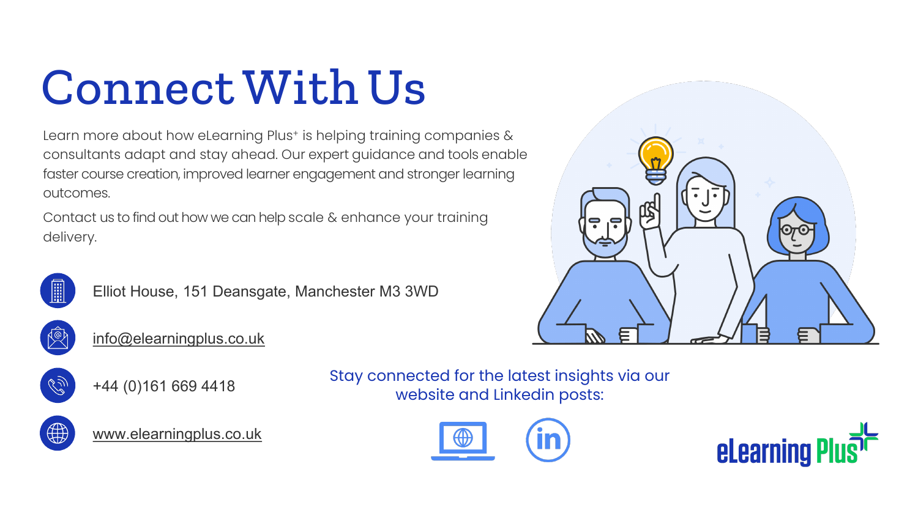# Connect With Us

Learn more about how eLearning Plus⁺ is helping training companies & consultants adapt and stay ahead. Our expert guidance and tools enable faster course creation, improved learner engagement and stronger learning outcomes.

Contact us to find out how we can help scale & enhance your training delivery.

Elliot House, 151 Deansgate, Manchester M3 3WD

info@elearningplus.co.uk

+44 (0)161 669 4418

www.elearningplus.co.uk

Stay connected for the latest insights via our website and Linkedin posts:

eLearning Plus